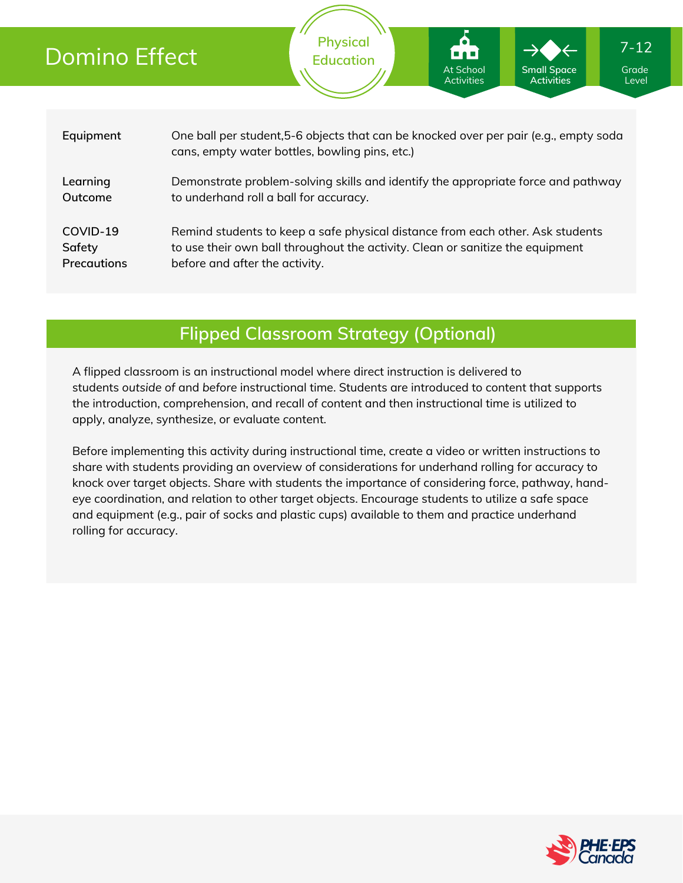# Domino Effect

Physical Education

At School Activities

Small Space Activities

7-12 Grade Level

| | |
|---|---|
| **Equipment** | One ball per student,5-6 objects that can be knocked over per pair (e.g., empty soda cans, empty water bottles, bowling pins, etc.) |
| **Learning Outcome** | Demonstrate problem-solving skills and identify the appropriate force and pathway to underhand roll a ball for accuracy. |
| **COVID-19 Safety Precautions** | Remind students to keep a safe physical distance from each other. Ask students to use their own ball throughout the activity. Clean or sanitize the equipment before and after the activity. |

## Flipped Classroom Strategy (Optional)

A flipped classroom is an instructional model where direct instruction is delivered to students *outside* of and *before* instructional time. Students are introduced to content that supports the introduction, comprehension, and recall of content and then instructional time is utilized to apply, analyze, synthesize, or evaluate content.

Before implementing this activity during instructional time, create a video or written instructions to share with students providing an overview of considerations for underhand rolling for accuracy to knock over target objects. Share with students the importance of considering force, pathway, hand-eye coordination, and relation to other target objects. Encourage students to utilize a safe space and equipment (e.g., pair of socks and plastic cups) available to them and practice underhand rolling for accuracy.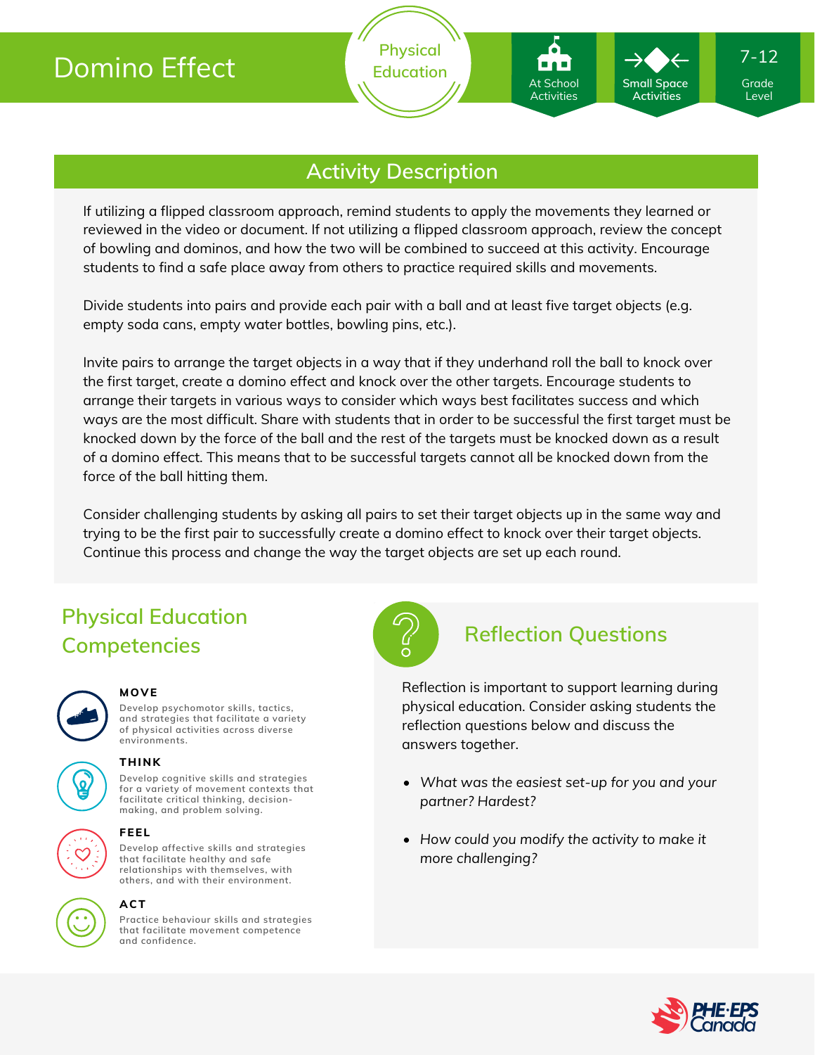# Domino Effect

Physical Education

At School Activities

Small Space Activities

7-12 Grade Level

## Activity Description

If utilizing a flipped classroom approach, remind students to apply the movements they learned or reviewed in the video or document. If not utilizing a flipped classroom approach, review the concept of bowling and dominos, and how the two will be combined to succeed at this activity. Encourage students to find a safe place away from others to practice required skills and movements.

Divide students into pairs and provide each pair with a ball and at least five target objects (e.g. empty soda cans, empty water bottles, bowling pins, etc.).

Invite pairs to arrange the target objects in a way that if they underhand roll the ball to knock over the first target, create a domino effect and knock over the other targets. Encourage students to arrange their targets in various ways to consider which ways best facilitates success and which ways are the most difficult. Share with students that in order to be successful the first target must be knocked down by the force of the ball and the rest of the targets must be knocked down as a result of a domino effect. This means that to be successful targets cannot all be knocked down from the force of the ball hitting them.

Consider challenging students by asking all pairs to set their target objects up in the same way and trying to be the first pair to successfully create a domino effect to knock over their target objects. Continue this process and change the way the target objects are set up each round.

## Physical Education Competencies

**MOVE**

Develop psychomotor skills, tactics, and strategies that facilitate a variety of physical activities across diverse environments.

**THINK**

Develop cognitive skills and strategies for a variety of movement contexts that facilitate critical thinking, decision-making, and problem solving.

**FEEL**

Develop affective skills and strategies that facilitate healthy and safe relationships with themselves, with others, and with their environment.

**ACT**

Practice behaviour skills and strategies that facilitate movement competence and confidence.

## Reflection Questions

Reflection is important to support learning during physical education. Consider asking students the reflection questions below and discuss the answers together.

- *What was the easiest set-up for you and your partner? Hardest?*
- *How could you modify the activity to make it more challenging?*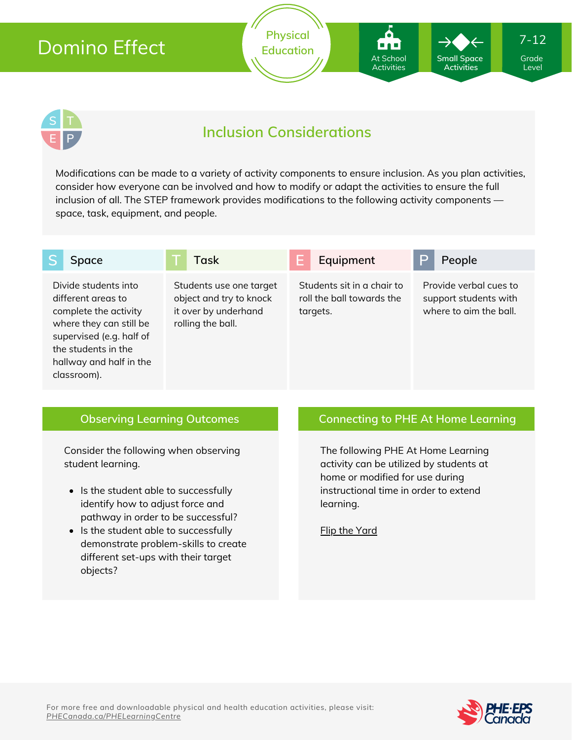# Domino Effect

Physical Education

At School Activities | Small Space Activities | 7-12 Grade Level

## Inclusion Considerations

Modifications can be made to a variety of activity components to ensure inclusion. As you plan activities, consider how everyone can be involved and how to modify or adapt the activities to ensure the full inclusion of all. The STEP framework provides modifications to the following activity components — space, task, equipment, and people.

| S Space | T Task | E Equipment | P People |
|---|---|---|---|
| Divide students into different areas to complete the activity where they can still be supervised (e.g. half of the students in the hallway and half in the classroom). | Students use one target object and try to knock it over by underhand rolling the ball. | Students sit in a chair to roll the ball towards the targets. | Provide verbal cues to support students with where to aim the ball. |

## Observing Learning Outcomes

Consider the following when observing student learning.

- Is the student able to successfully identify how to adjust force and pathway in order to be successful?
- Is the student able to successfully demonstrate problem-skills to create different set-ups with their target objects?

## Connecting to PHE At Home Learning

The following PHE At Home Learning activity can be utilized by students at home or modified for use during instructional time in order to extend learning.

Flip the Yard

For more free and downloadable physical and health education activities, please visit: PHECanada.ca/PHELearningCentre